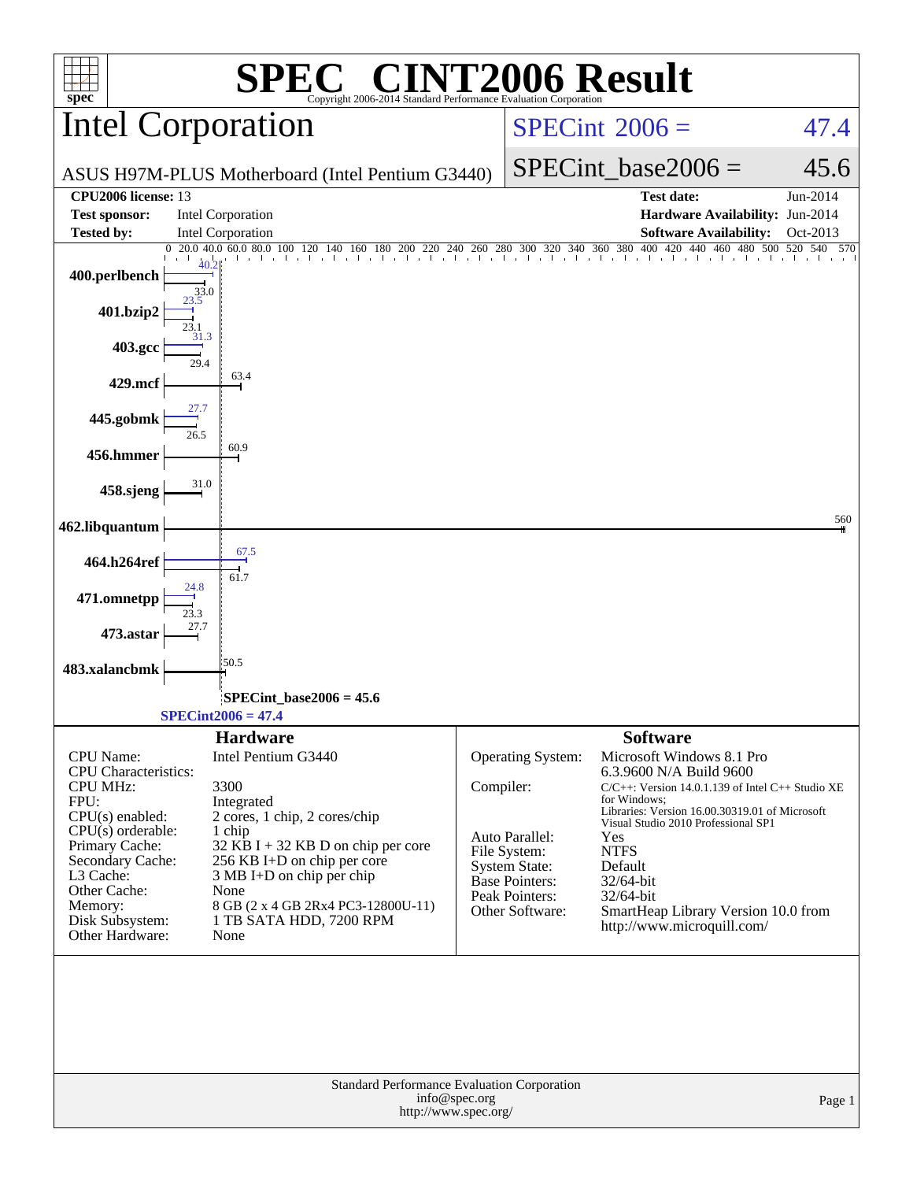# SPEC CINT2006 Result

Copyright 2006-2014 Standard Performance Evaluation Corporation

## Intel Corporation

ASUS H97M-PLUS Motherboard (Intel Pentium G3440)

| | |
|---|---|
| SPECint2006 = | 47.4 |
| SPECint_base2006 = | 45.6 |

| | | | |
|---|---|---|---|
| **CPU2006 license:** | 13 | **Test date:** | Jun-2014 |
| **Test sponsor:** | Intel Corporation | **Hardware Availability:** | Jun-2014 |
| **Tested by:** | Intel Corporation | **Software Availability:** | Oct-2013 |

| Benchmark | Peak | Base |
|---|---|---|
| 400.perlbench | 40.2 | 33.0 |
| 401.bzip2 | 23.5 | 23.1 |
| 403.gcc | 31.3 | 29.4 |
| 429.mcf | | 63.4 |
| 445.gobmk | 27.7 | 26.5 |
| 456.hmmer | | 60.9 |
| 458.sjeng | | 31.0 |
| 462.libquantum | | 560 |
| 464.h264ref | 67.5 | 61.7 |
| 471.omnetpp | 24.8 | 23.3 |
| 473.astar | | 27.7 |
| 483.xalancbmk | | 50.5 |

SPECint_base2006 = 45.6

SPECint2006 = 47.4

## Hardware

| | |
|---|---|
| CPU Name: | Intel Pentium G3440 |
| CPU Characteristics: | |
| CPU MHz: | 3300 |
| FPU: | Integrated |
| CPU(s) enabled: | 2 cores, 1 chip, 2 cores/chip |
| CPU(s) orderable: | 1 chip |
| Primary Cache: | 32 KB I + 32 KB D on chip per core |
| Secondary Cache: | 256 KB I+D on chip per core |
| L3 Cache: | 3 MB I+D on chip per chip |
| Other Cache: | None |
| Memory: | 8 GB (2 x 4 GB 2Rx4 PC3-12800U-11) |
| Disk Subsystem: | 1 TB SATA HDD, 7200 RPM |
| Other Hardware: | None |

## Software

| | |
|---|---|
| Operating System: | Microsoft Windows 8.1 Pro 6.3.9600 N/A Build 9600 |
| Compiler: | C/C++: Version 14.0.1.139 of Intel C++ Studio XE for Windows; Libraries: Version 16.00.30319.01 of Microsoft Visual Studio 2010 Professional SP1 |
| Auto Parallel: | Yes |
| File System: | NTFS |
| System State: | Default |
| Base Pointers: | 32/64-bit |
| Peak Pointers: | 32/64-bit |
| Other Software: | SmartHeap Library Version 10.0 from http://www.microquill.com/ |

Standard Performance Evaluation Corporation
info@spec.org
http://www.spec.org/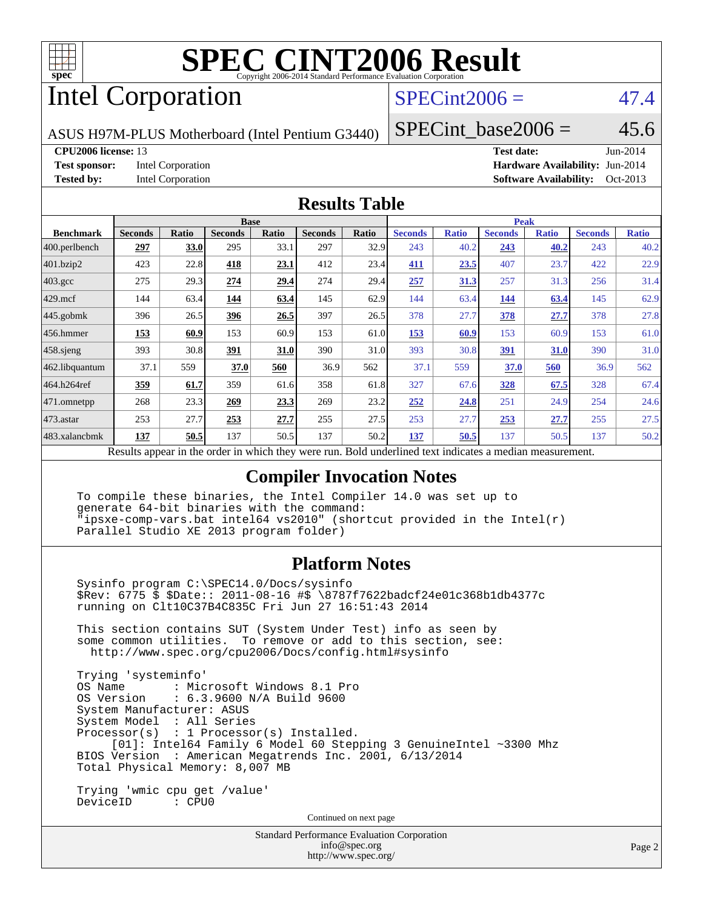# SPEC CINT2006 Result

Copyright 2006-2014 Standard Performance Evaluation Corporation

## Intel Corporation

ASUS H97M-PLUS Motherboard (Intel Pentium G3440)

SPECint2006 = 47.4

SPECint_base2006 = 45.6

**CPU2006 license:** 13
**Test sponsor:** Intel Corporation
**Tested by:** Intel Corporation

**Test date:** Jun-2014
**Hardware Availability:** Jun-2014
**Software Availability:** Oct-2013

### Results Table

| Benchmark | Base | | | | | | Peak | | | | | |
|---|---|---|---|---|---|---|---|---|---|---|---|---|
| | Seconds | Ratio | Seconds | Ratio | Seconds | Ratio | Seconds | Ratio | Seconds | Ratio | Seconds | Ratio |
| 400.perlbench | **297** | **33.0** | 295 | 33.1 | 297 | 32.9 | 243 | 40.2 | **243** | **40.2** | 243 | 40.2 |
| 401.bzip2 | 423 | 22.8 | **418** | **23.1** | 412 | 23.4 | **411** | **23.5** | 407 | 23.7 | 422 | 22.9 |
| 403.gcc | 275 | 29.3 | **274** | **29.4** | 274 | 29.4 | **257** | **31.3** | 257 | 31.3 | 256 | 31.4 |
| 429.mcf | 144 | 63.4 | **144** | **63.4** | 145 | 62.9 | 144 | 63.4 | **144** | **63.4** | 145 | 62.9 |
| 445.gobmk | 396 | 26.5 | **396** | **26.5** | 397 | 26.5 | 378 | 27.7 | **378** | **27.7** | 378 | 27.8 |
| 456.hmmer | **153** | **60.9** | 153 | 60.9 | 153 | 61.0 | **153** | **60.9** | 153 | 60.9 | 153 | 61.0 |
| 458.sjeng | 393 | 30.8 | **391** | **31.0** | 390 | 31.0 | 393 | 30.8 | **391** | **31.0** | 390 | 31.0 |
| 462.libquantum | 37.1 | 559 | **37.0** | **560** | 36.9 | 562 | 37.1 | 559 | **37.0** | **560** | 36.9 | 562 |
| 464.h264ref | **359** | **61.7** | 359 | 61.6 | 358 | 61.8 | 327 | 67.6 | **328** | **67.5** | 328 | 67.4 |
| 471.omnetpp | 268 | 23.3 | **269** | **23.3** | 269 | 23.2 | **252** | **24.8** | 251 | 24.9 | 254 | 24.6 |
| 473.astar | 253 | 27.7 | **253** | **27.7** | 255 | 27.5 | 253 | 27.7 | **253** | **27.7** | 255 | 27.5 |
| 483.xalancbmk | **137** | **50.5** | 137 | 50.5 | 137 | 50.2 | **137** | **50.5** | 137 | 50.5 | 137 | 50.2 |

Results appear in the order in which they were run. Bold underlined text indicates a median measurement.

### Compiler Invocation Notes

```
To compile these binaries, the Intel Compiler 14.0 was set up to
generate 64-bit binaries with the command:
"ipsxe-comp-vars.bat intel64 vs2010" (shortcut provided in the Intel(r)
Parallel Studio XE 2013 program folder)
```

### Platform Notes

```
Sysinfo program C:\SPEC14.0/Docs/sysinfo
$Rev: 6775 $ $Date:: 2011-08-16 #$ \8787f7622badcf24e01c368b1db4377c
running on Clt10C37B4C835C Fri Jun 27 16:51:43 2014

This section contains SUT (System Under Test) info as seen by
some common utilities.  To remove or add to this section, see:
  http://www.spec.org/cpu2006/Docs/config.html#sysinfo

Trying 'systeminfo'
OS Name         : Microsoft Windows 8.1 Pro
OS Version      : 6.3.9600 N/A Build 9600
System Manufacturer: ASUS
System Model    : All Series
Processor(s)    : 1 Processor(s) Installed.
     [01]: Intel64 Family 6 Model 60 Stepping 3 GenuineIntel ~3300 Mhz
BIOS Version    : American Megatrends Inc. 2001, 6/13/2014
Total Physical Memory: 8,007 MB

Trying 'wmic cpu get /value'
DeviceID        : CPU0
```

Continued on next page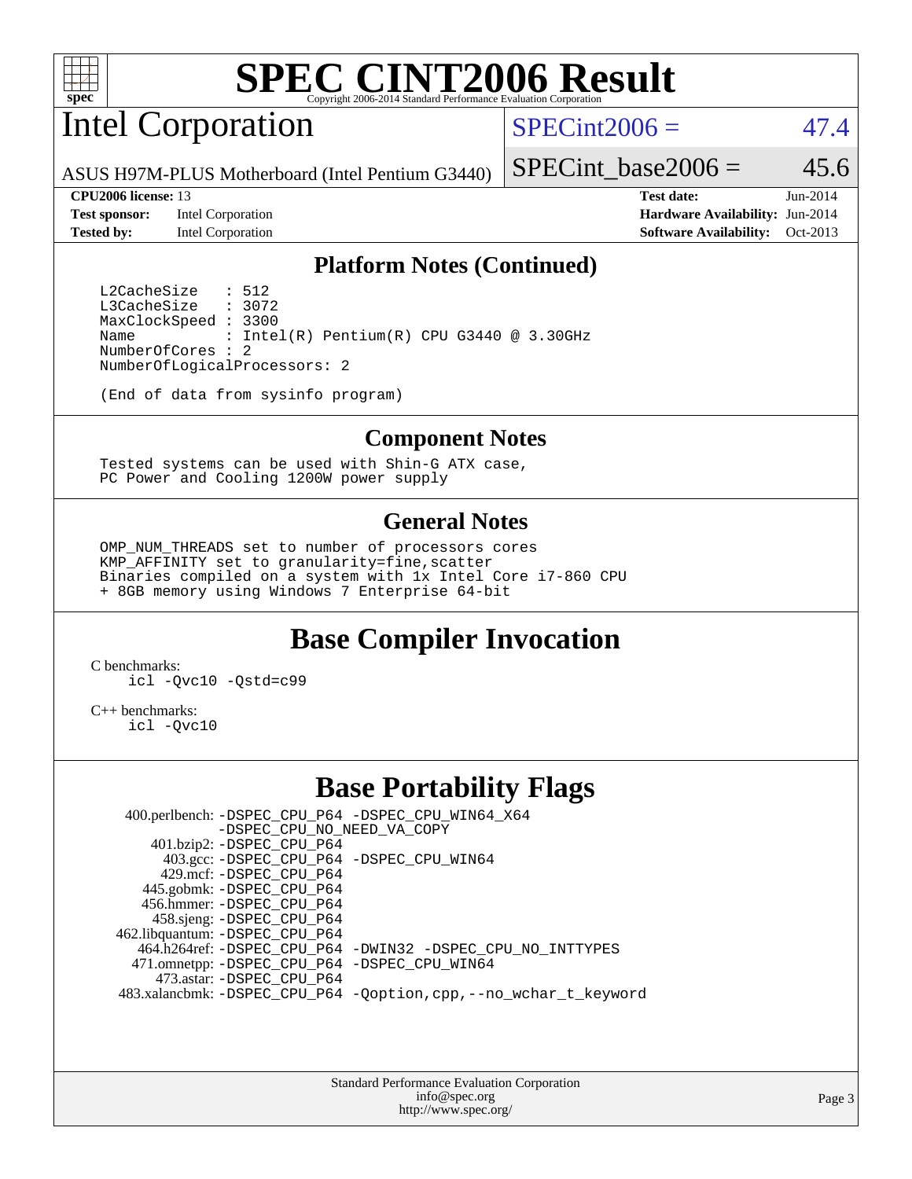# SPEC CINT2006 Result

Copyright 2006-2014 Standard Performance Evaluation Corporation

## Intel Corporation

ASUS H97M-PLUS Motherboard (Intel Pentium G3440)

SPECint2006 = 47.4

SPECint_base2006 = 45.6

| | | | |
|---|---|---|---|
| **CPU2006 license:** 13 | | **Test date:** | Jun-2014 |
| **Test sponsor:** | Intel Corporation | **Hardware Availability:** | Jun-2014 |
| **Tested by:** | Intel Corporation | **Software Availability:** | Oct-2013 |

### Platform Notes (Continued)

```
L2CacheSize   : 512
L3CacheSize   : 3072
MaxClockSpeed : 3300
Name          : Intel(R) Pentium(R) CPU G3440 @ 3.30GHz
NumberOfCores : 2
NumberOfLogicalProcessors: 2

(End of data from sysinfo program)
```

### Component Notes

```
Tested systems can be used with Shin-G ATX case,
PC Power and Cooling 1200W power supply
```

### General Notes

```
OMP_NUM_THREADS set to number of processors cores
KMP_AFFINITY set to granularity=fine,scatter
Binaries compiled on a system with 1x Intel Core i7-860 CPU
+ 8GB memory using Windows 7 Enterprise 64-bit
```

## Base Compiler Invocation

C benchmarks:

```
icl -Qvc10 -Qstd=c99
```

C++ benchmarks:

```
icl -Qvc10
```

## Base Portability Flags

| | |
|---|---|
| 400.perlbench: | -DSPEC_CPU_P64 -DSPEC_CPU_WIN64_X64 -DSPEC_CPU_NO_NEED_VA_COPY |
| 401.bzip2: | -DSPEC_CPU_P64 |
| 403.gcc: | -DSPEC_CPU_P64 -DSPEC_CPU_WIN64 |
| 429.mcf: | -DSPEC_CPU_P64 |
| 445.gobmk: | -DSPEC_CPU_P64 |
| 456.hmmer: | -DSPEC_CPU_P64 |
| 458.sjeng: | -DSPEC_CPU_P64 |
| 462.libquantum: | -DSPEC_CPU_P64 |
| 464.h264ref: | -DSPEC_CPU_P64 -DWIN32 -DSPEC_CPU_NO_INTTYPES |
| 471.omnetpp: | -DSPEC_CPU_P64 -DSPEC_CPU_WIN64 |
| 473.astar: | -DSPEC_CPU_P64 |
| 483.xalancbmk: | -DSPEC_CPU_P64 -Qoption,cpp,--no_wchar_t_keyword |

Standard Performance Evaluation Corporation
info@spec.org
http://www.spec.org/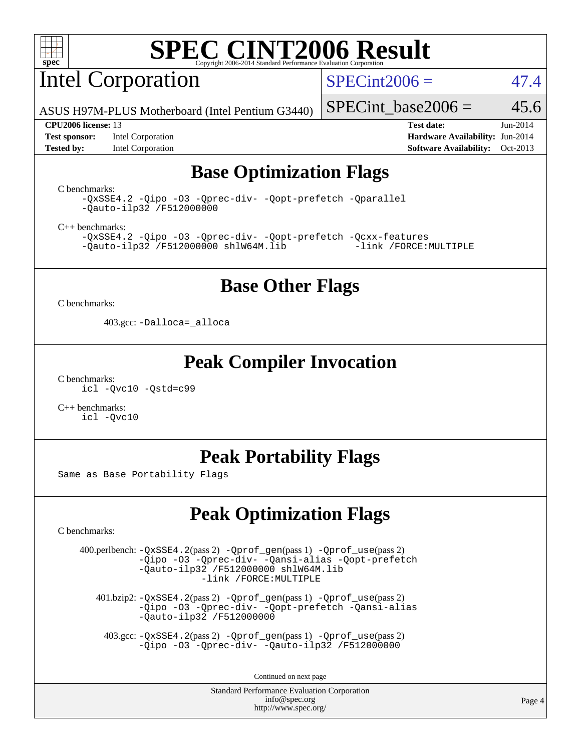# SPEC CINT2006 Result

## Intel Corporation

ASUS H97M-PLUS Motherboard (Intel Pentium G3440)

SPECint2006 = 47.4

SPECint_base2006 = 45.6

**CPU2006 license:** 13
**Test sponsor:** Intel Corporation
**Tested by:** Intel Corporation

**Test date:** Jun-2014
**Hardware Availability:** Jun-2014
**Software Availability:** Oct-2013

## Base Optimization Flags

C benchmarks:

```
-QxSSE4.2 -Qipo -O3 -Qprec-div- -Qopt-prefetch -Qparallel
-Qauto-ilp32 /F512000000
```

C++ benchmarks:

```
-QxSSE4.2 -Qipo -O3 -Qprec-div- -Qopt-prefetch -Qcxx-features
-Qauto-ilp32 /F512000000 shlW64M.lib           -link /FORCE:MULTIPLE
```

## Base Other Flags

C benchmarks:

403.gcc: `-Dalloca=_alloca`

## Peak Compiler Invocation

C benchmarks:

```
icl -Qvc10 -Qstd=c99
```

C++ benchmarks:

```
icl -Qvc10
```

## Peak Portability Flags

Same as Base Portability Flags

## Peak Optimization Flags

C benchmarks:

400.perlbench: `-QxSSE4.2`(pass 2) `-Qprof_gen`(pass 1) `-Qprof_use`(pass 2) `-Qipo -O3 -Qprec-div- -Qansi-alias -Qopt-prefetch -Qauto-ilp32 /F512000000 shlW64M.lib -link /FORCE:MULTIPLE`

401.bzip2: `-QxSSE4.2`(pass 2) `-Qprof_gen`(pass 1) `-Qprof_use`(pass 2) `-Qipo -O3 -Qprec-div- -Qopt-prefetch -Qansi-alias -Qauto-ilp32 /F512000000`

403.gcc: `-QxSSE4.2`(pass 2) `-Qprof_gen`(pass 1) `-Qprof_use`(pass 2) `-Qipo -O3 -Qprec-div- -Qauto-ilp32 /F512000000`

Continued on next page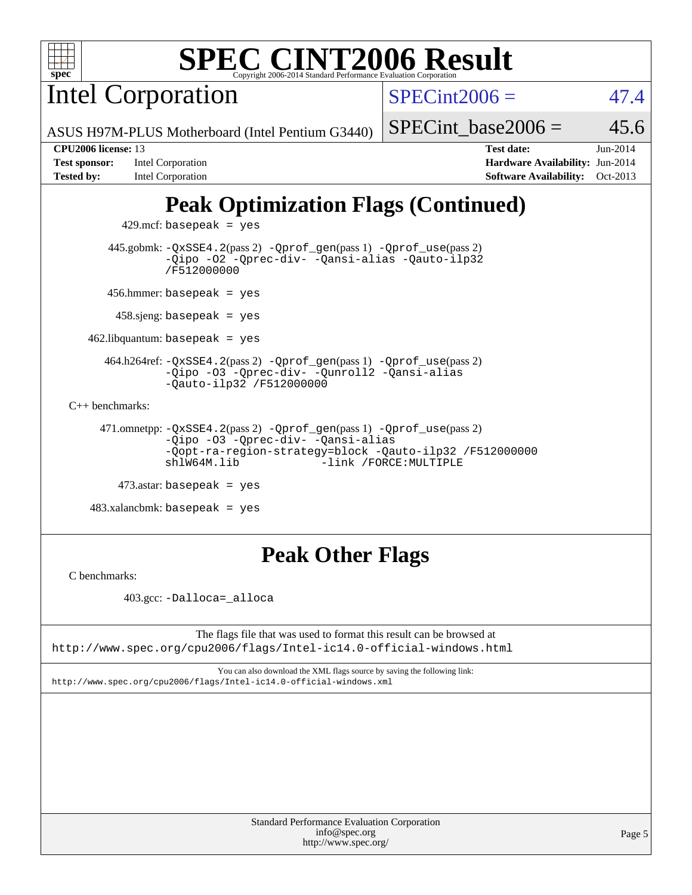# SPEC CINT2006 Result

Copyright 2006-2014 Standard Performance Evaluation Corporation

## Intel Corporation

ASUS H97M-PLUS Motherboard (Intel Pentium G3440)

SPECint2006 = 47.4

SPECint_base2006 = 45.6

| | | | |
|---|---|---|---|
| **CPU2006 license:** | 13 | **Test date:** | Jun-2014 |
| **Test sponsor:** | Intel Corporation | **Hardware Availability:** | Jun-2014 |
| **Tested by:** | Intel Corporation | **Software Availability:** | Oct-2013 |

## Peak Optimization Flags (Continued)

429.mcf: `basepeak = yes`

445.gobmk: `-QxSSE4.2`(pass 2) `-Qprof_gen`(pass 1) `-Qprof_use`(pass 2) `-Qipo -O2 -Qprec-div- -Qansi-alias -Qauto-ilp32 /F512000000`

456.hmmer: `basepeak = yes`

458.sjeng: `basepeak = yes`

462.libquantum: `basepeak = yes`

464.h264ref: `-QxSSE4.2`(pass 2) `-Qprof_gen`(pass 1) `-Qprof_use`(pass 2) `-Qipo -O3 -Qprec-div- -Qunroll2 -Qansi-alias -Qauto-ilp32 /F512000000`

C++ benchmarks:

471.omnetpp: `-QxSSE4.2`(pass 2) `-Qprof_gen`(pass 1) `-Qprof_use`(pass 2) `-Qipo -O3 -Qprec-div- -Qansi-alias -Qopt-ra-region-strategy=block -Qauto-ilp32 /F512000000 shlW64M.lib -link /FORCE:MULTIPLE`

473.astar: `basepeak = yes`

483.xalancbmk: `basepeak = yes`

## Peak Other Flags

C benchmarks:

403.gcc: `-Dalloca=_alloca`

The flags file that was used to format this result can be browsed at
http://www.spec.org/cpu2006/flags/Intel-ic14.0-official-windows.html

You can also download the XML flags source by saving the following link:
http://www.spec.org/cpu2006/flags/Intel-ic14.0-official-windows.xml

Standard Performance Evaluation Corporation
info@spec.org
http://www.spec.org/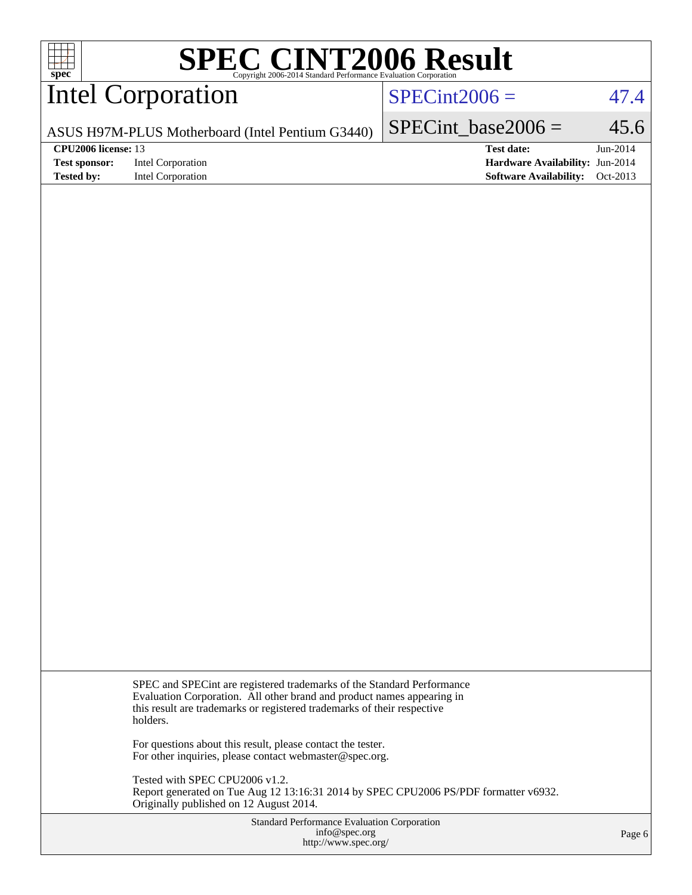SPEC and SPECint are registered trademarks of the Standard Performance Evaluation Corporation. All other brand and product names appearing in this result are trademarks or registered trademarks of their respective holders.

For questions about this result, please contact the tester.
For other inquiries, please contact webmaster@spec.org.

Tested with SPEC CPU2006 v1.2.
Report generated on Tue Aug 12 13:16:31 2014 by SPEC CPU2006 PS/PDF formatter v6932.
Originally published on 12 August 2014.